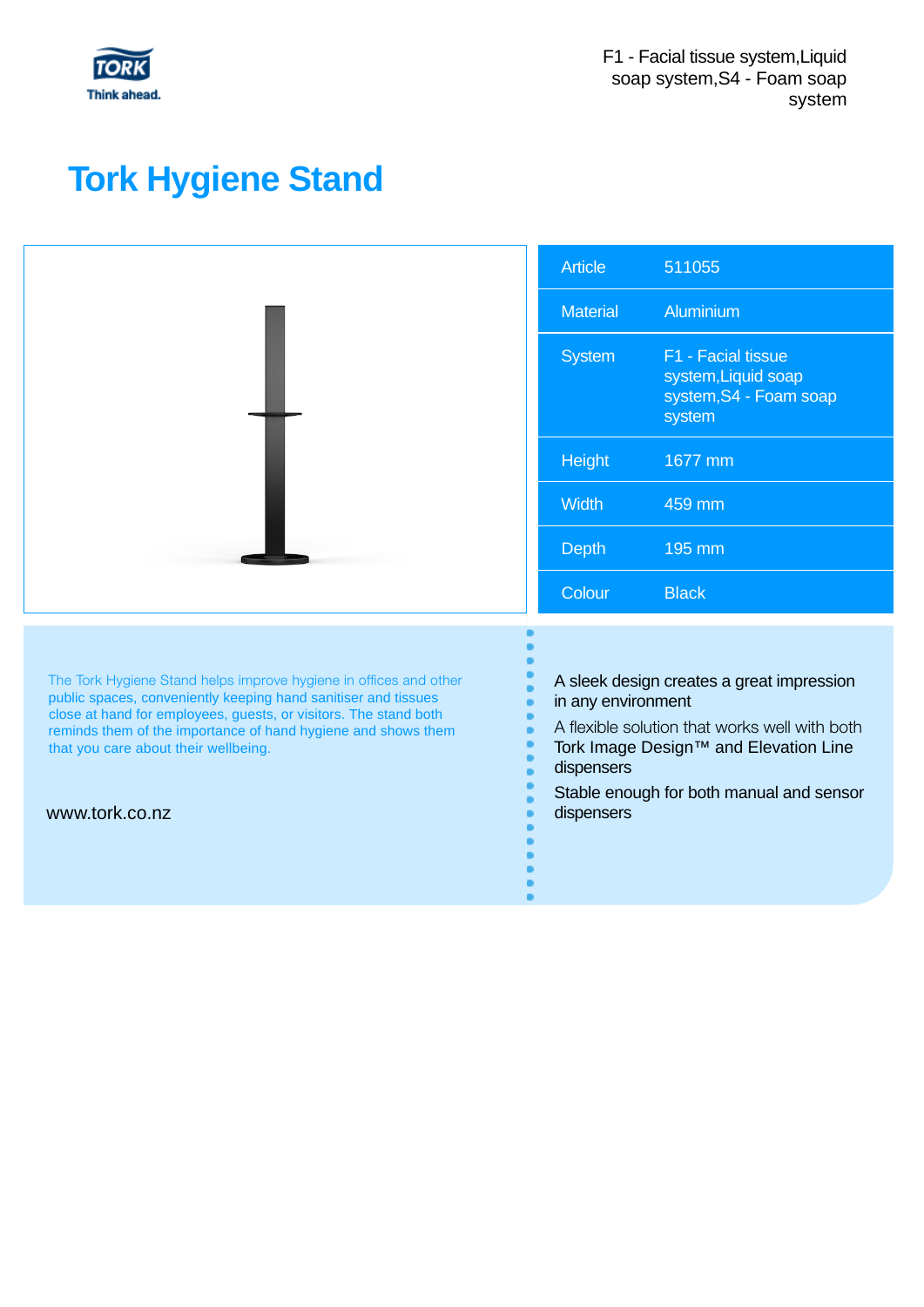F1 - Facial tissue system,Liquid soap system,S4 - Foam soap system

# Tork Hygiene Stand

| Article | 511055 |
|---|---|
| Material | Aluminium |
| System | F1 - Facial tissue system,Liquid soap system,S4 - Foam soap system |
| Height | 1677 mm |
| Width | 459 mm |
| Depth | 195 mm |
| Colour | Black |

The Tork Hygiene Stand helps improve hygiene in offices and other public spaces, conveniently keeping hand sanitiser and tissues close at hand for employees, guests, or visitors. The stand both reminds them of the importance of hand hygiene and shows them that you care about their wellbeing.

www.tork.co.nz

A sleek design creates a great impression in any environment

A flexible solution that works well with both Tork Image Design™ and Elevation Line dispensers

Stable enough for both manual and sensor dispensers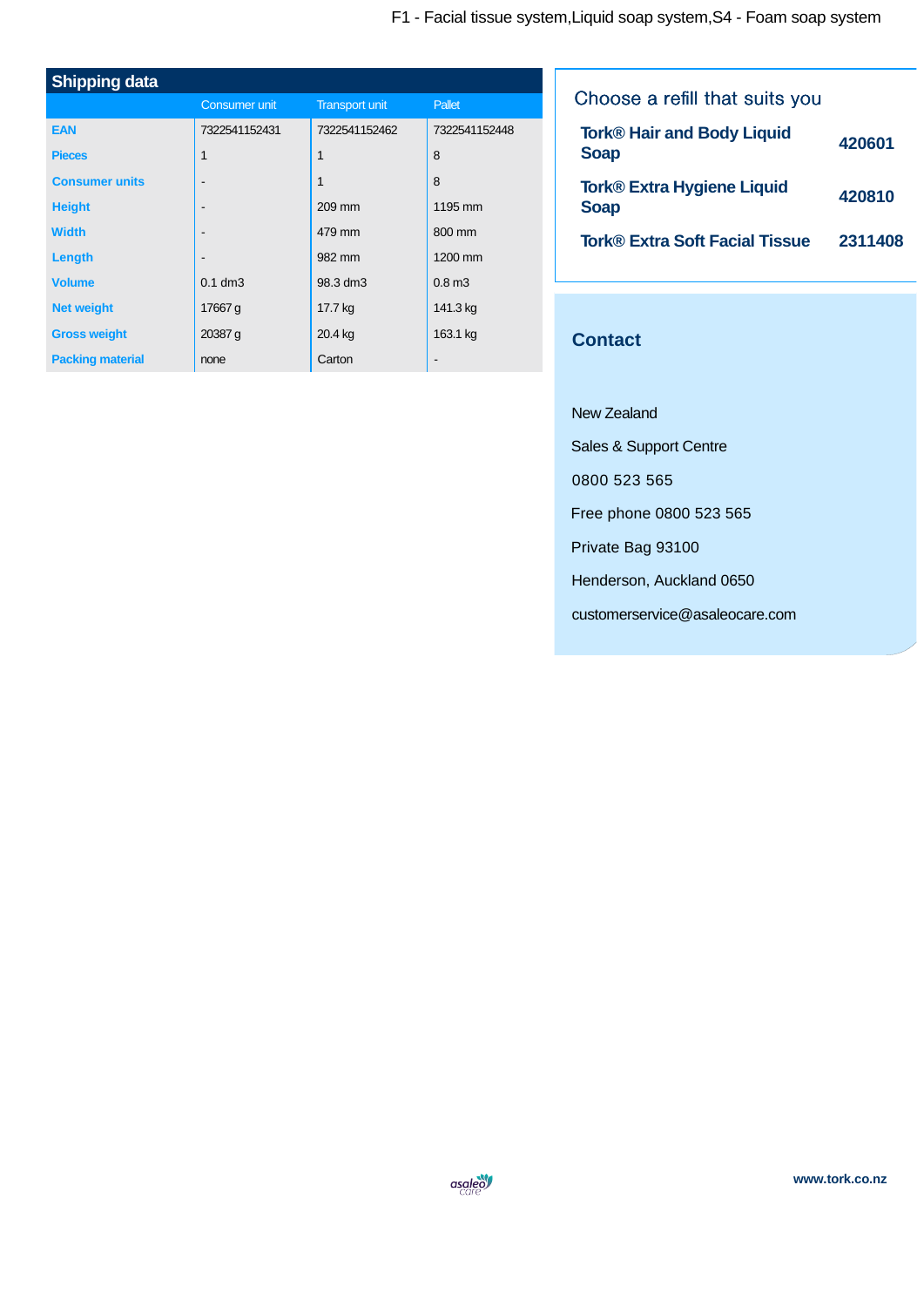F1 - Facial tissue system,Liquid soap system,S4 - Foam soap system

## Shipping data

| | Consumer unit | Transport unit | Pallet |
|---|---|---|---|
| **EAN** | 7322541152431 | 7322541152462 | 7322541152448 |
| **Pieces** | 1 | 1 | 8 |
| **Consumer units** | - | 1 | 8 |
| **Height** | - | 209 mm | 1195 mm |
| **Width** | - | 479 mm | 800 mm |
| **Length** | - | 982 mm | 1200 mm |
| **Volume** | 0.1 dm3 | 98.3 dm3 | 0.8 m3 |
| **Net weight** | 17667 g | 17.7 kg | 141.3 kg |
| **Gross weight** | 20387 g | 20.4 kg | 163.1 kg |
| **Packing material** | none | Carton | - |

## Choose a refill that suits you

| | |
|---|---|
| **Tork® Hair and Body Liquid Soap** | **420601** |
| **Tork® Extra Hygiene Liquid Soap** | **420810** |
| **Tork® Extra Soft Facial Tissue** | **2311408** |

## Contact

New Zealand

Sales & Support Centre

0800 523 565

Free phone 0800 523 565

Private Bag 93100

Henderson, Auckland 0650

customerservice@asaleocare.com

asaleo care

**www.tork.co.nz**